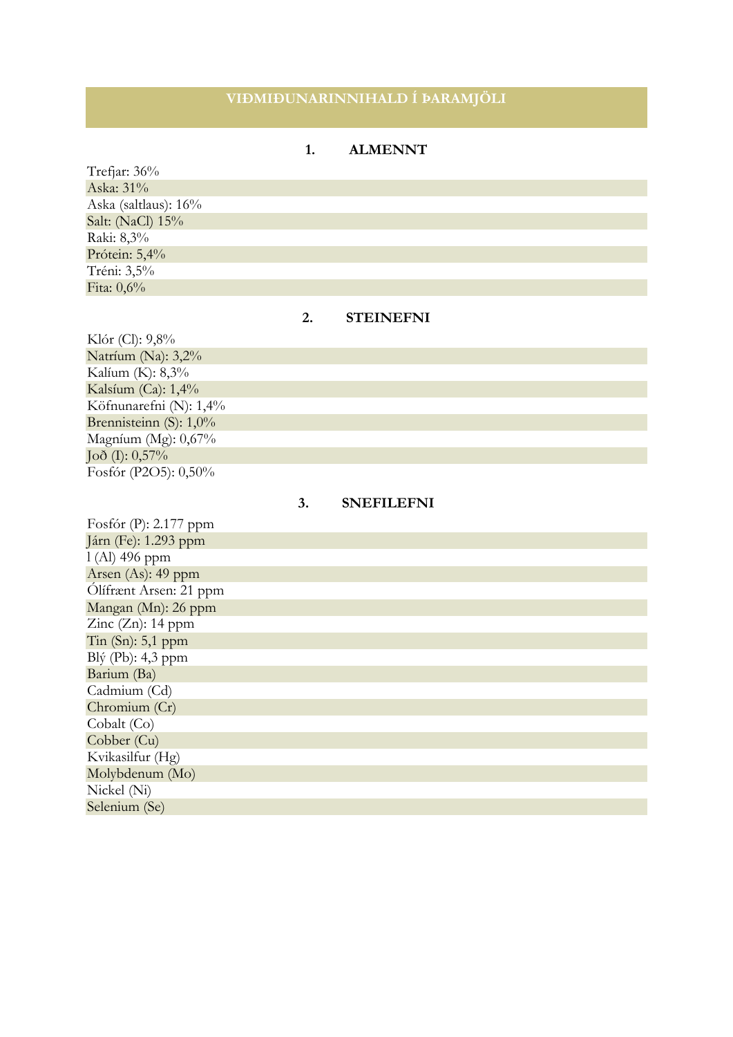# VIÐMIÐUNARINNIHALD Í ÞARAMJÖLI

## 1. ALMENNT

Trefjar: 36%
Aska: 31%
Aska (saltlaus): 16%
Salt: (NaCl) 15%
Raki: 8,3%
Prótein: 5,4%
Tréni: 3,5%
Fita: 0,6%

## 2. STEINEFNI

Klór (Cl): 9,8%
Natríum (Na): 3,2%
Kalíum (K): 8,3%
Kalsíum (Ca): 1,4%
Köfnunarefni (N): 1,4%
Brennisteinn (S): 1,0%
Magníum (Mg): 0,67%
Joð (I): 0,57%
Fosfór ($P_2O_5$): 0,50%

## 3. SNEFILEFNI

Fosfór (P): 2.177 ppm
Járn (Fe): 1.293 ppm
l (Al) 496 ppm
Arsen (As): 49 ppm
Ólífrænt Arsen: 21 ppm
Mangan (Mn): 26 ppm
Zinc (Zn): 14 ppm
Tin (Sn): 5,1 ppm
Blý (Pb): 4,3 ppm
Barium (Ba)
Cadmium (Cd)
Chromium (Cr)
Cobalt (Co)
Cobber (Cu)
Kvikasilfur (Hg)
Molybdenum (Mo)
Nickel (Ni)
Selenium (Se)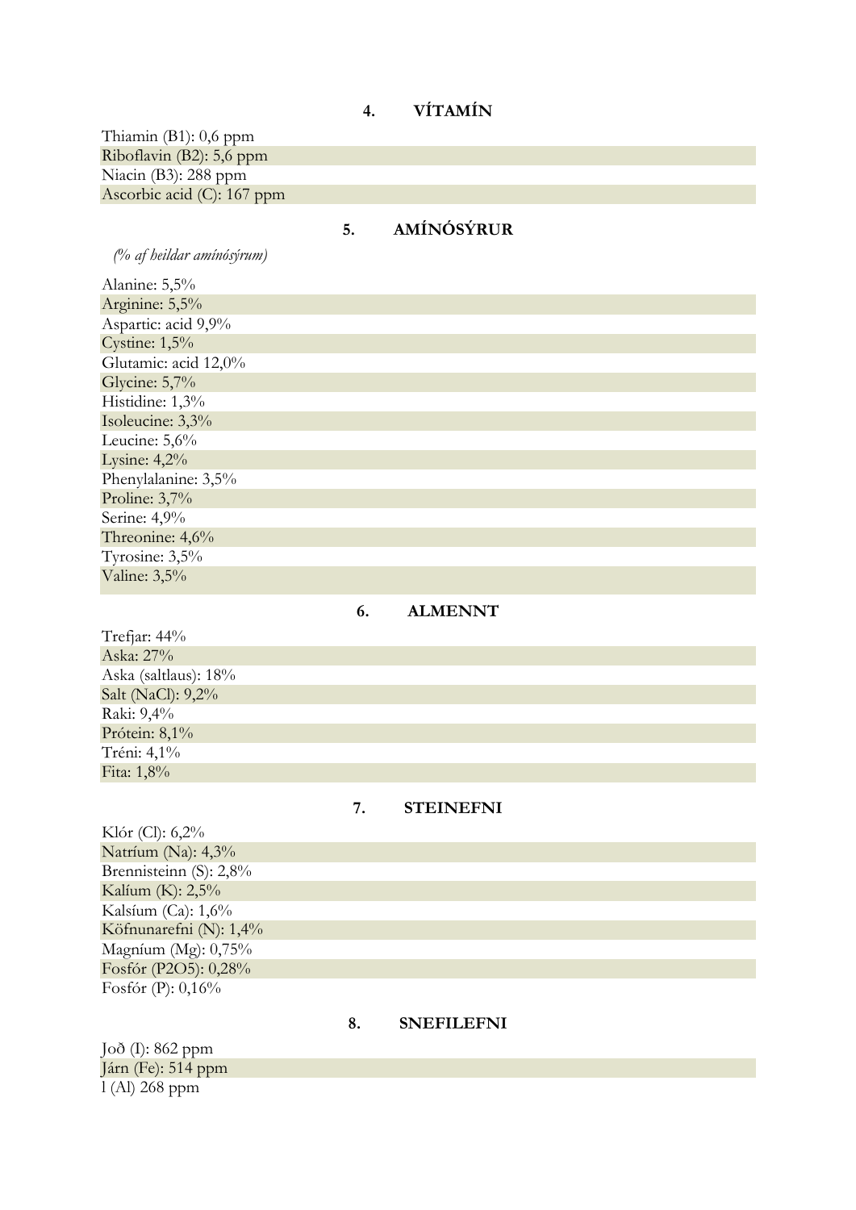## 4. VÍTAMÍN

Thiamin (B1): 0,6 ppm
Riboflavin (B2): 5,6 ppm
Niacin (B3): 288 ppm
Ascorbic acid (C): 167 ppm

## 5. AMÍNÓSÝRUR

*(% af heildar amínósýrum)*

Alanine: 5,5%
Arginine: 5,5%
Aspartic: acid 9,9%
Cystine: 1,5%
Glutamic: acid 12,0%
Glycine: 5,7%
Histidine: 1,3%
Isoleucine: 3,3%
Leucine: 5,6%
Lysine: 4,2%
Phenylalanine: 3,5%
Proline: 3,7%
Serine: 4,9%
Threonine: 4,6%
Tyrosine: 3,5%
Valine: 3,5%

## 6. ALMENNT

Trefjar: 44%
Aska: 27%
Aska (saltlaus): 18%
Salt (NaCl): 9,2%
Raki: 9,4%
Prótein: 8,1%
Tréni: 4,1%
Fita: 1,8%

## 7. STEINEFNI

Klór (Cl): 6,2%
Natríum (Na): 4,3%
Brennisteinn (S): 2,8%
Kalíum (K): 2,5%
Kalsíum (Ca): 1,6%
Köfnunarefni (N): 1,4%
Magníum (Mg): 0,75%
Fosfór ($P_2O_5$): 0,28%
Fosfór (P): 0,16%

## 8. SNEFILEFNI

Joð (I): 862 ppm
Járn (Fe): 514 ppm
l (Al) 268 ppm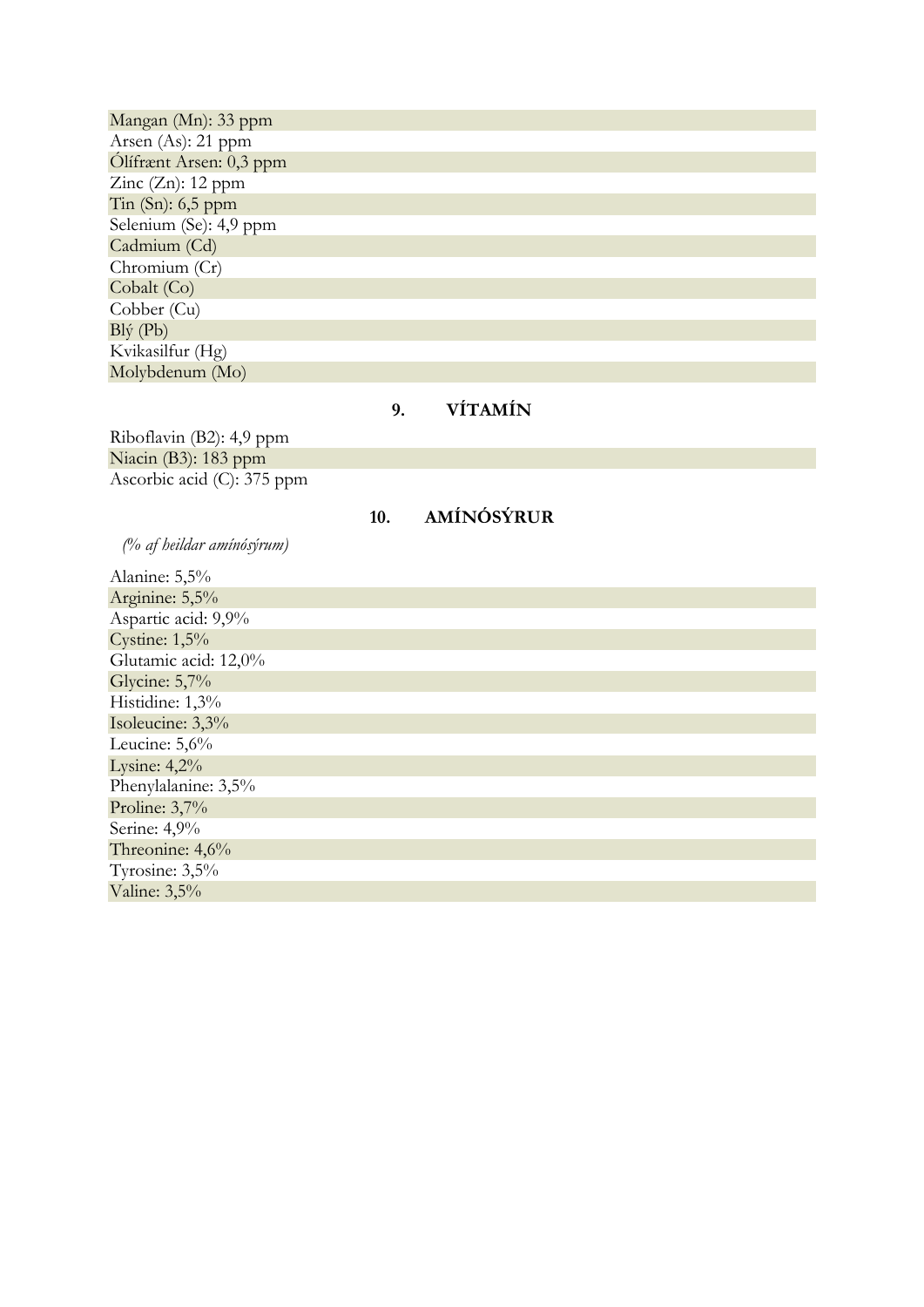Mangan (Mn): 33 ppm
Arsen (As): 21 ppm
Ólífrænt Arsen: 0,3 ppm
Zinc (Zn): 12 ppm
Tin (Sn): 6,5 ppm
Selenium (Se): 4,9 ppm
Cadmium (Cd)
Chromium (Cr)
Cobalt (Co)
Cobber (Cu)
Blý (Pb)
Kvikasilfur (Hg)
Molybdenum (Mo)

## 9. VÍTAMÍN

Riboflavin (B2): 4,9 ppm
Niacin (B3): 183 ppm
Ascorbic acid (C): 375 ppm

## 10. AMÍNÓSÝRUR

*(% af heildar amínósýrum)*

Alanine: 5,5%
Arginine: 5,5%
Aspartic acid: 9,9%
Cystine: 1,5%
Glutamic acid: 12,0%
Glycine: 5,7%
Histidine: 1,3%
Isoleucine: 3,3%
Leucine: 5,6%
Lysine: 4,2%
Phenylalanine: 3,5%
Proline: 3,7%
Serine: 4,9%
Threonine: 4,6%
Tyrosine: 3,5%
Valine: 3,5%